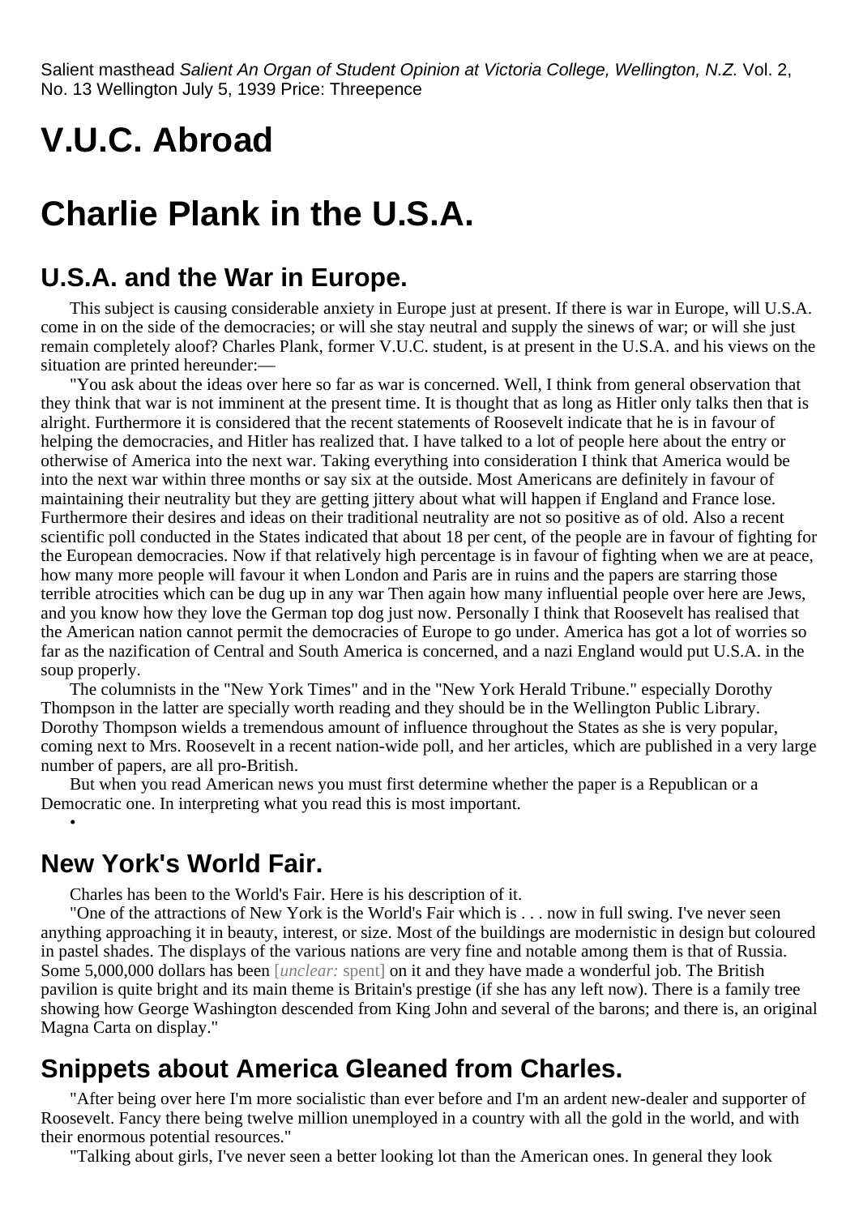Salient masthead *Salient An Organ of Student Opinion at Victoria College, Wellington, N.Z.* Vol. 2, No. 13 Wellington July 5, 1939 Price: Threepence

# V.U.C. Abroad

# Charlie Plank in the U.S.A.

## U.S.A. and the War in Europe.

This subject is causing considerable anxiety in Europe just at present. If there is war in Europe, will U.S.A. come in on the side of the democracies; or will she stay neutral and supply the sinews of war; or will she just remain completely aloof? Charles Plank, former V.U.C. student, is at present in the U.S.A. and his views on the situation are printed hereunder:—

"You ask about the ideas over here so far as war is concerned. Well, I think from general observation that they think that war is not imminent at the present time. It is thought that as long as Hitler only talks then that is alright. Furthermore it is considered that the recent statements of Roosevelt indicate that he is in favour of helping the democracies, and Hitler has realized that. I have talked to a lot of people here about the entry or otherwise of America into the next war. Taking everything into consideration I think that America would be into the next war within three months or say six at the outside. Most Americans are definitely in favour of maintaining their neutrality but they are getting jittery about what will happen if England and France lose. Furthermore their desires and ideas on their traditional neutrality are not so positive as of old. Also a recent scientific poll conducted in the States indicated that about 18 per cent, of the people are in favour of fighting for the European democracies. Now if that relatively high percentage is in favour of fighting when we are at peace, how many more people will favour it when London and Paris are in ruins and the papers are starring those terrible atrocities which can be dug up in any war Then again how many influential people over here are Jews, and you know how they love the German top dog just now. Personally I think that Roosevelt has realised that the American nation cannot permit the democracies of Europe to go under. America has got a lot of worries so far as the nazification of Central and South America is concerned, and a nazi England would put U.S.A. in the soup properly.

The columnists in the "New York Times" and in the "New York Herald Tribune." especially Dorothy Thompson in the latter are specially worth reading and they should be in the Wellington Public Library. Dorothy Thompson wields a tremendous amount of influence throughout the States as she is very popular, coming next to Mrs. Roosevelt in a recent nation-wide poll, and her articles, which are published in a very large number of papers, are all pro-British.

But when you read American news you must first determine whether the paper is a Republican or a Democratic one. In interpreting what you read this is most important.

•

## New York's World Fair.

Charles has been to the World's Fair. Here is his description of it.

"One of the attractions of New York is the World's Fair which is . . . now in full swing. I've never seen anything approaching it in beauty, interest, or size. Most of the buildings are modernistic in design but coloured in pastel shades. The displays of the various nations are very fine and notable among them is that of Russia. Some 5,000,000 dollars has been [*unclear:* spent] on it and they have made a wonderful job. The British pavilion is quite bright and its main theme is Britain's prestige (if she has any left now). There is a family tree showing how George Washington descended from King John and several of the barons; and there is, an original Magna Carta on display."

## Snippets about America Gleaned from Charles.

"After being over here I'm more socialistic than ever before and I'm an ardent new-dealer and supporter of Roosevelt. Fancy there being twelve million unemployed in a country with all the gold in the world, and with their enormous potential resources."

"Talking about girls, I've never seen a better looking lot than the American ones. In general they look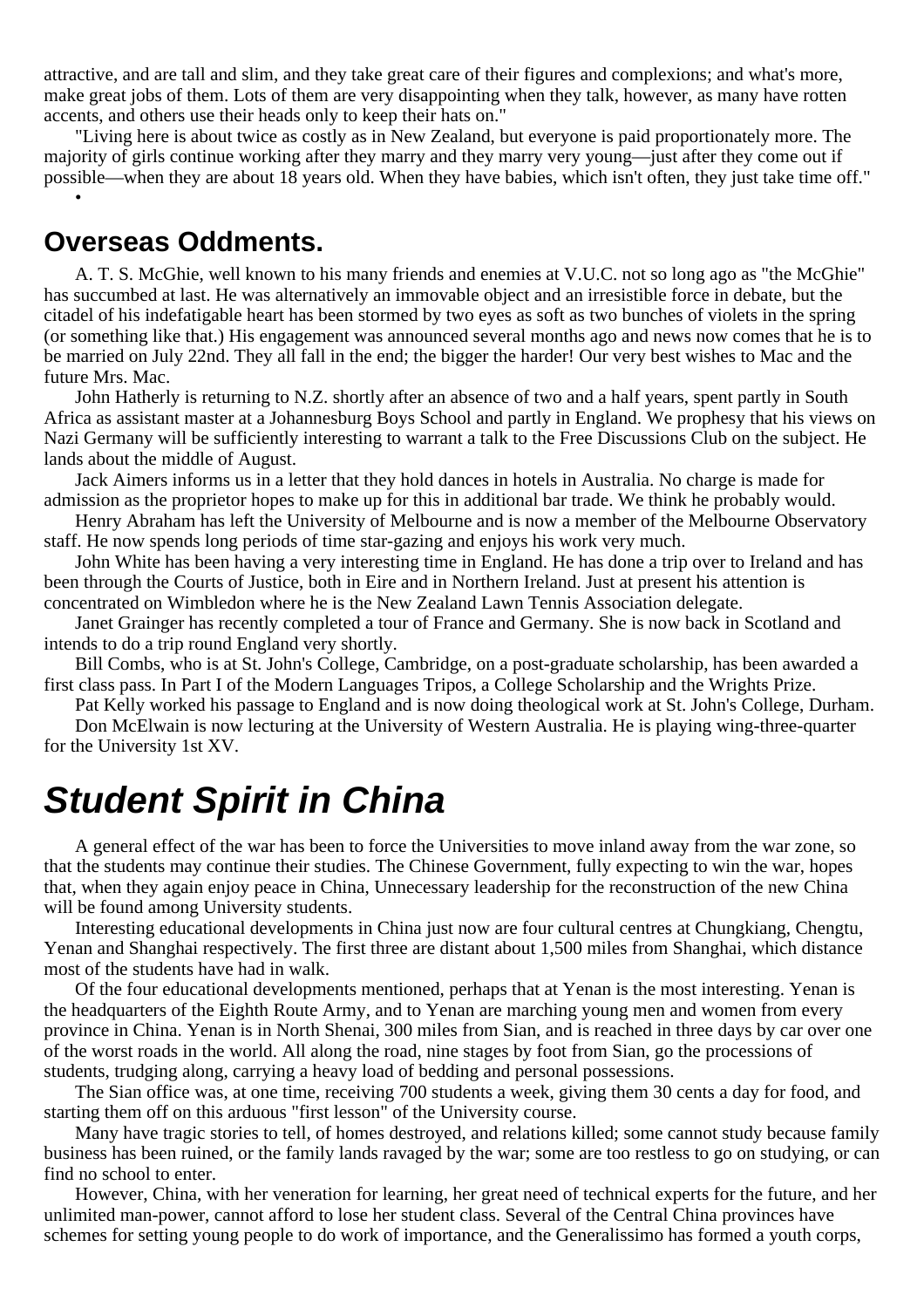attractive, and are tall and slim, and they take great care of their figures and complexions; and what's more, make great jobs of them. Lots of them are very disappointing when they talk, however, as many have rotten accents, and others use their heads only to keep their hats on."

"Living here is about twice as costly as in New Zealand, but everyone is paid proportionately more. The majority of girls continue working after they marry and they marry very young—just after they come out if possible—when they are about 18 years old. When they have babies, which isn't often, they just take time off."

•

## Overseas Oddments.

A. T. S. McGhie, well known to his many friends and enemies at V.U.C. not so long ago as "the McGhie" has succumbed at last. He was alternatively an immovable object and an irresistible force in debate, but the citadel of his indefatigable heart has been stormed by two eyes as soft as two bunches of violets in the spring (or something like that.) His engagement was announced several months ago and news now comes that he is to be married on July 22nd. They all fall in the end; the bigger the harder! Our very best wishes to Mac and the future Mrs. Mac.

John Hatherly is returning to N.Z. shortly after an absence of two and a half years, spent partly in South Africa as assistant master at a Johannesburg Boys School and partly in England. We prophesy that his views on Nazi Germany will be sufficiently interesting to warrant a talk to the Free Discussions Club on the subject. He lands about the middle of August.

Jack Aimers informs us in a letter that they hold dances in hotels in Australia. No charge is made for admission as the proprietor hopes to make up for this in additional bar trade. We think he probably would.

Henry Abraham has left the University of Melbourne and is now a member of the Melbourne Observatory staff. He now spends long periods of time star-gazing and enjoys his work very much.

John White has been having a very interesting time in England. He has done a trip over to Ireland and has been through the Courts of Justice, both in Eire and in Northern Ireland. Just at present his attention is concentrated on Wimbledon where he is the New Zealand Lawn Tennis Association delegate.

Janet Grainger has recently completed a tour of France and Germany. She is now back in Scotland and intends to do a trip round England very shortly.

Bill Combs, who is at St. John's College, Cambridge, on a post-graduate scholarship, has been awarded a first class pass. In Part I of the Modern Languages Tripos, a College Scholarship and the Wrights Prize.

Pat Kelly worked his passage to England and is now doing theological work at St. John's College, Durham.

Don McElwain is now lecturing at the University of Western Australia. He is playing wing-three-quarter for the University 1st XV.

# *Student Spirit in China*

A general effect of the war has been to force the Universities to move inland away from the war zone, so that the students may continue their studies. The Chinese Government, fully expecting to win the war, hopes that, when they again enjoy peace in China, Unnecessary leadership for the reconstruction of the new China will be found among University students.

Interesting educational developments in China just now are four cultural centres at Chungkiang, Chengtu, Yenan and Shanghai respectively. The first three are distant about 1,500 miles from Shanghai, which distance most of the students have had in walk.

Of the four educational developments mentioned, perhaps that at Yenan is the most interesting. Yenan is the headquarters of the Eighth Route Army, and to Yenan are marching young men and women from every province in China. Yenan is in North Shenai, 300 miles from Sian, and is reached in three days by car over one of the worst roads in the world. All along the road, nine stages by foot from Sian, go the processions of students, trudging along, carrying a heavy load of bedding and personal possessions.

The Sian office was, at one time, receiving 700 students a week, giving them 30 cents a day for food, and starting them off on this arduous "first lesson" of the University course.

Many have tragic stories to tell, of homes destroyed, and relations killed; some cannot study because family business has been ruined, or the family lands ravaged by the war; some are too restless to go on studying, or can find no school to enter.

However, China, with her veneration for learning, her great need of technical experts for the future, and her unlimited man-power, cannot afford to lose her student class. Several of the Central China provinces have schemes for setting young people to do work of importance, and the Generalissimo has formed a youth corps,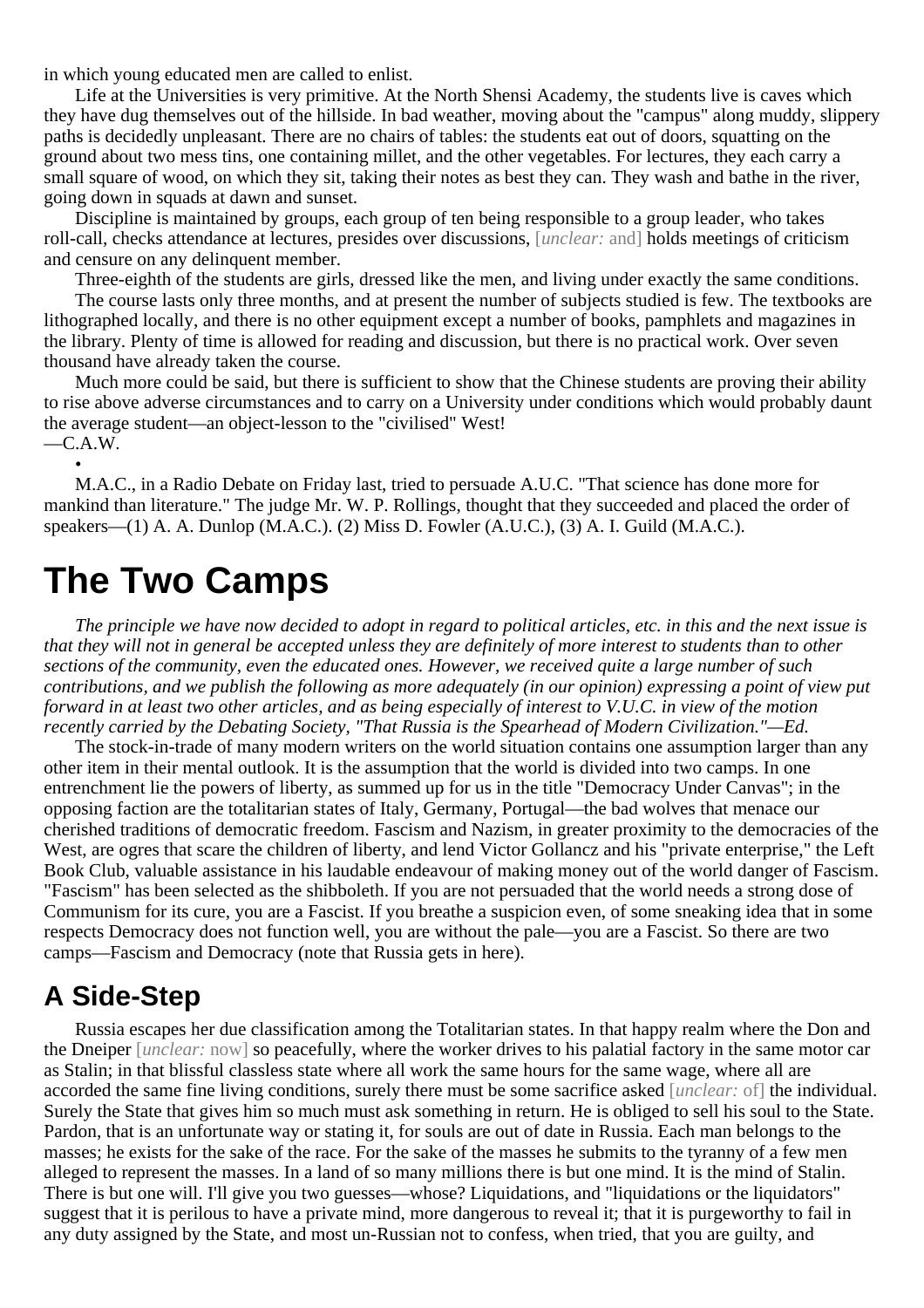in which young educated men are called to enlist.

Life at the Universities is very primitive. At the North Shensi Academy, the students live is caves which they have dug themselves out of the hillside. In bad weather, moving about the "campus" along muddy, slippery paths is decidedly unpleasant. There are no chairs of tables: the students eat out of doors, squatting on the ground about two mess tins, one containing millet, and the other vegetables. For lectures, they each carry a small square of wood, on which they sit, taking their notes as best they can. They wash and bathe in the river, going down in squads at dawn and sunset.

Discipline is maintained by groups, each group of ten being responsible to a group leader, who takes roll-call, checks attendance at lectures, presides over discussions, [*unclear:* and] holds meetings of criticism and censure on any delinquent member.

Three-eighth of the students are girls, dressed like the men, and living under exactly the same conditions.

The course lasts only three months, and at present the number of subjects studied is few. The textbooks are lithographed locally, and there is no other equipment except a number of books, pamphlets and magazines in the library. Plenty of time is allowed for reading and discussion, but there is no practical work. Over seven thousand have already taken the course.

Much more could be said, but there is sufficient to show that the Chinese students are proving their ability to rise above adverse circumstances and to carry on a University under conditions which would probably daunt the average student—an object-lesson to the "civilised" West!

—C.A.W.

•

M.A.C., in a Radio Debate on Friday last, tried to persuade A.U.C. "That science has done more for mankind than literature." The judge Mr. W. P. Rollings, thought that they succeeded and placed the order of speakers—(1) A. A. Dunlop (M.A.C.). (2) Miss D. Fowler (A.U.C.), (3) A. I. Guild (M.A.C.).

# The Two Camps

*The principle we have now decided to adopt in regard to political articles, etc. in this and the next issue is that they will not in general be accepted unless they are definitely of more interest to students than to other sections of the community, even the educated ones. However, we received quite a large number of such contributions, and we publish the following as more adequately (in our opinion) expressing a point of view put forward in at least two other articles, and as being especially of interest to V.U.C. in view of the motion recently carried by the Debating Society, "That Russia is the Spearhead of Modern Civilization."—Ed.*

The stock-in-trade of many modern writers on the world situation contains one assumption larger than any other item in their mental outlook. It is the assumption that the world is divided into two camps. In one entrenchment lie the powers of liberty, as summed up for us in the title "Democracy Under Canvas"; in the opposing faction are the totalitarian states of Italy, Germany, Portugal—the bad wolves that menace our cherished traditions of democratic freedom. Fascism and Nazism, in greater proximity to the democracies of the West, are ogres that scare the children of liberty, and lend Victor Gollancz and his "private enterprise," the Left Book Club, valuable assistance in his laudable endeavour of making money out of the world danger of Fascism. "Fascism" has been selected as the shibboleth. If you are not persuaded that the world needs a strong dose of Communism for its cure, you are a Fascist. If you breathe a suspicion even, of some sneaking idea that in some respects Democracy does not function well, you are without the pale—you are a Fascist. So there are two camps—Fascism and Democracy (note that Russia gets in here).

## A Side-Step

Russia escapes her due classification among the Totalitarian states. In that happy realm where the Don and the Dneiper [*unclear:* now] so peacefully, where the worker drives to his palatial factory in the same motor car as Stalin; in that blissful classless state where all work the same hours for the same wage, where all are accorded the same fine living conditions, surely there must be some sacrifice asked [*unclear:* of] the individual. Surely the State that gives him so much must ask something in return. He is obliged to sell his soul to the State. Pardon, that is an unfortunate way or stating it, for souls are out of date in Russia. Each man belongs to the masses; he exists for the sake of the race. For the sake of the masses he submits to the tyranny of a few men alleged to represent the masses. In a land of so many millions there is but one mind. It is the mind of Stalin. There is but one will. I'll give you two guesses—whose? Liquidations, and "liquidations or the liquidators" suggest that it is perilous to have a private mind, more dangerous to reveal it; that it is purgeworthy to fail in any duty assigned by the State, and most un-Russian not to confess, when tried, that you are guilty, and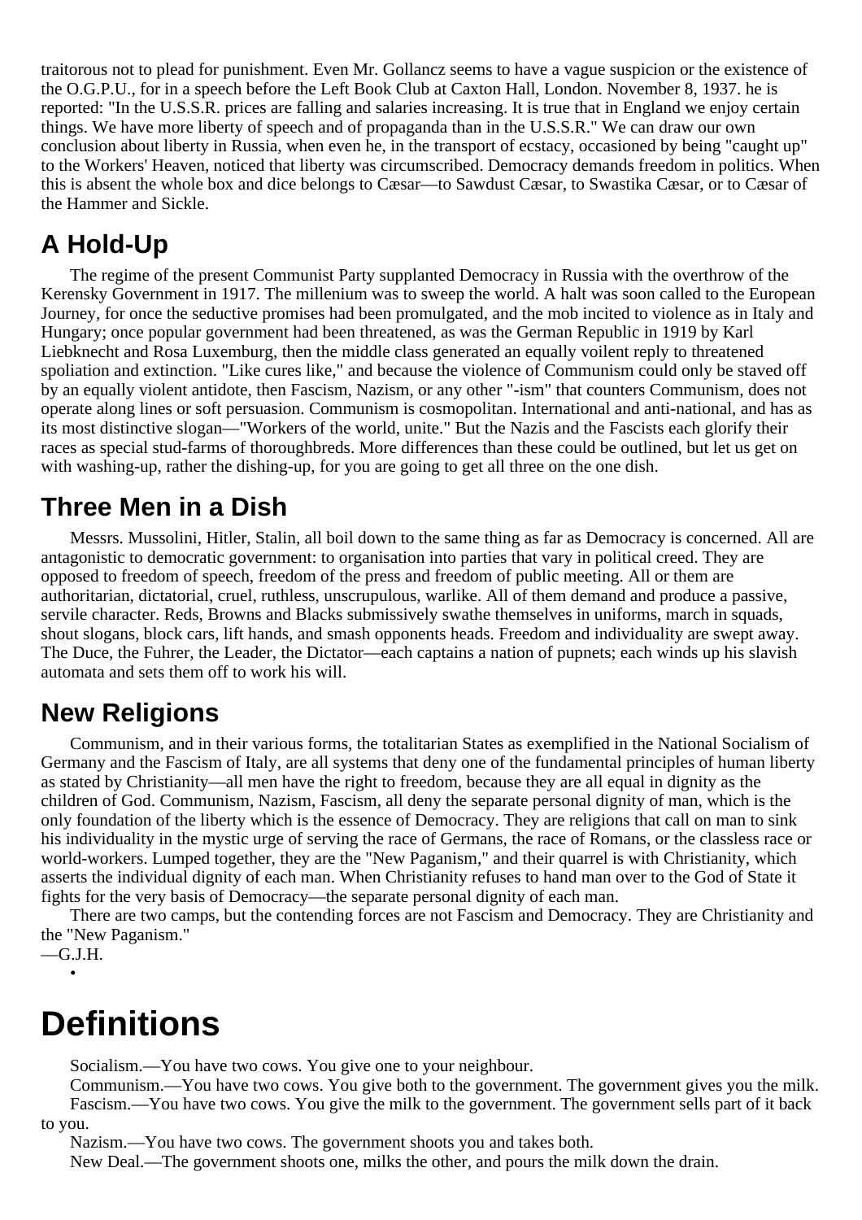traitorous not to plead for punishment. Even Mr. Gollancz seems to have a vague suspicion or the existence of the O.G.P.U., for in a speech before the Left Book Club at Caxton Hall, London. November 8, 1937. he is reported: "In the U.S.S.R. prices are falling and salaries increasing. It is true that in England we enjoy certain things. We have more liberty of speech and of propaganda than in the U.S.S.R." We can draw our own conclusion about liberty in Russia, when even he, in the transport of ecstacy, occasioned by being "caught up" to the Workers' Heaven, noticed that liberty was circumscribed. Democracy demands freedom in politics. When this is absent the whole box and dice belongs to Cæsar—to Sawdust Cæsar, to Swastika Cæsar, or to Cæsar of the Hammer and Sickle.

## A Hold-Up

The regime of the present Communist Party supplanted Democracy in Russia with the overthrow of the Kerensky Government in 1917. The millenium was to sweep the world. A halt was soon called to the European Journey, for once the seductive promises had been promulgated, and the mob incited to violence as in Italy and Hungary; once popular government had been threatened, as was the German Republic in 1919 by Karl Liebknecht and Rosa Luxemburg, then the middle class generated an equally voilent reply to threatened spoliation and extinction. "Like cures like," and because the violence of Communism could only be staved off by an equally violent antidote, then Fascism, Nazism, or any other "-ism" that counters Communism, does not operate along lines or soft persuasion. Communism is cosmopolitan. International and anti-national, and has as its most distinctive slogan—"Workers of the world, unite." But the Nazis and the Fascists each glorify their races as special stud-farms of thoroughbreds. More differences than these could be outlined, but let us get on with washing-up, rather the dishing-up, for you are going to get all three on the one dish.

## Three Men in a Dish

Messrs. Mussolini, Hitler, Stalin, all boil down to the same thing as far as Democracy is concerned. All are antagonistic to democratic government: to organisation into parties that vary in political creed. They are opposed to freedom of speech, freedom of the press and freedom of public meeting. All or them are authoritarian, dictatorial, cruel, ruthless, unscrupulous, warlike. All of them demand and produce a passive, servile character. Reds, Browns and Blacks submissively swathe themselves in uniforms, march in squads, shout slogans, block cars, lift hands, and smash opponents heads. Freedom and individuality are swept away. The Duce, the Fuhrer, the Leader, the Dictator—each captains a nation of pupnets; each winds up his slavish automata and sets them off to work his will.

## New Religions

Communism, and in their various forms, the totalitarian States as exemplified in the National Socialism of Germany and the Fascism of Italy, are all systems that deny one of the fundamental principles of human liberty as stated by Christianity—all men have the right to freedom, because they are all equal in dignity as the children of God. Communism, Nazism, Fascism, all deny the separate personal dignity of man, which is the only foundation of the liberty which is the essence of Democracy. They are religions that call on man to sink his individuality in the mystic urge of serving the race of Germans, the race of Romans, or the classless race or world-workers. Lumped together, they are the "New Paganism," and their quarrel is with Christianity, which asserts the individual dignity of each man. When Christianity refuses to hand man over to the God of State it fights for the very basis of Democracy—the separate personal dignity of each man.

There are two camps, but the contending forces are not Fascism and Democracy. They are Christianity and the "New Paganism."

—G.J.H.

•

# Definitions

Socialism.—You have two cows. You give one to your neighbour.

Communism.—You have two cows. You give both to the government. The government gives you the milk.

Fascism.—You have two cows. You give the milk to the government. The government sells part of it back to you.

Nazism.—You have two cows. The government shoots you and takes both.

New Deal.—The government shoots one, milks the other, and pours the milk down the drain.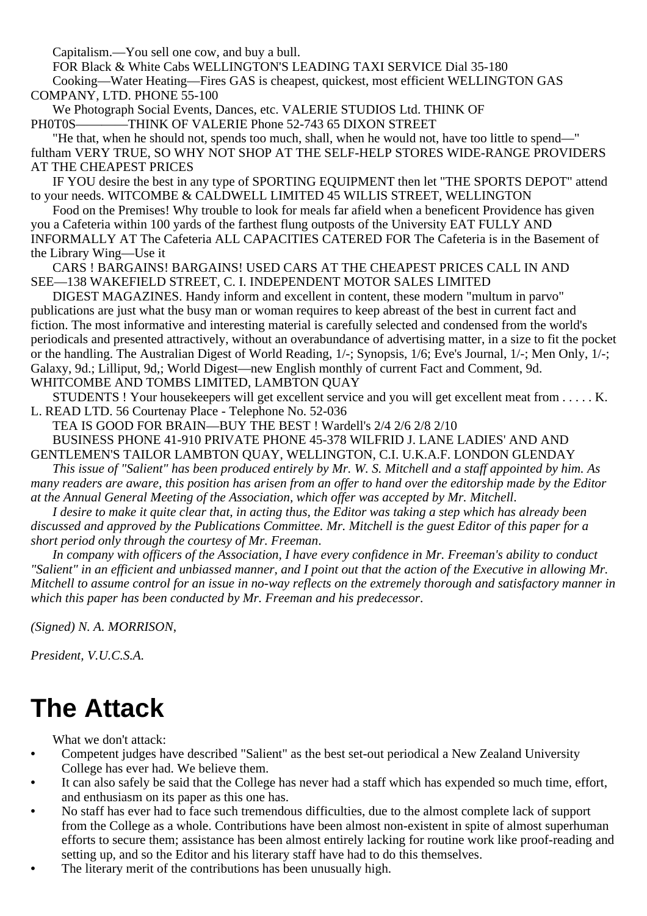Capitalism.—You sell one cow, and buy a bull.

FOR Black & White Cabs WELLINGTON'S LEADING TAXI SERVICE Dial 35-180

Cooking—Water Heating—Fires GAS is cheapest, quickest, most efficient WELLINGTON GAS COMPANY, LTD. PHONE 55-100

We Photograph Social Events, Dances, etc. VALERIE STUDIOS Ltd. THINK OF PH0T0S————THINK OF VALERIE Phone 52-743 65 DIXON STREET

"He that, when he should not, spends too much, shall, when he would not, have too little to spend—" fultham VERY TRUE, SO WHY NOT SHOP AT THE SELF-HELP STORES WIDE-RANGE PROVIDERS AT THE CHEAPEST PRICES

IF YOU desire the best in any type of SPORTING EQUIPMENT then let "THE SPORTS DEPOT" attend to your needs. WITCOMBE & CALDWELL LIMITED 45 WILLIS STREET, WELLINGTON

Food on the Premises! Why trouble to look for meals far afield when a beneficent Providence has given you a Cafeteria within 100 yards of the farthest flung outposts of the University EAT FULLY AND INFORMALLY AT The Cafeteria ALL CAPACITIES CATERED FOR The Cafeteria is in the Basement of the Library Wing—Use it

CARS ! BARGAINS! BARGAINS! USED CARS AT THE CHEAPEST PRICES CALL IN AND SEE—138 WAKEFIELD STREET, C. I. INDEPENDENT MOTOR SALES LIMITED

DIGEST MAGAZINES. Handy inform and excellent in content, these modern "multum in parvo" publications are just what the busy man or woman requires to keep abreast of the best in current fact and fiction. The most informative and interesting material is carefully selected and condensed from the world's periodicals and presented attractively, without an overabundance of advertising matter, in a size to fit the pocket or the handling. The Australian Digest of World Reading, 1/-; Synopsis, 1/6; Eve's Journal, 1/-; Men Only, 1/-; Galaxy, 9d.; Lilliput, 9d,; World Digest—new English monthly of current Fact and Comment, 9d. WHITCOMBE AND TOMBS LIMITED, LAMBTON QUAY

STUDENTS ! Your housekeepers will get excellent service and you will get excellent meat from . . . . . K. L. READ LTD. 56 Courtenay Place - Telephone No. 52-036

TEA IS GOOD FOR BRAIN—BUY THE BEST ! Wardell's 2/4 2/6 2/8 2/10

BUSINESS PHONE 41-910 PRIVATE PHONE 45-378 WILFRID J. LANE LADIES' AND AND GENTLEMEN'S TAILOR LAMBTON QUAY, WELLINGTON, C.I. U.K.A.F. LONDON GLENDAY

*This issue of "Salient" has been produced entirely by Mr. W. S. Mitchell and a staff appointed by him. As many readers are aware, this position has arisen from an offer to hand over the editorship made by the Editor at the Annual General Meeting of the Association, which offer was accepted by Mr. Mitchell.*

*I desire to make it quite clear that, in acting thus, the Editor was taking a step which has already been discussed and approved by the Publications Committee. Mr. Mitchell is the guest Editor of this paper for a short period only through the courtesy of Mr. Freeman.*

*In company with officers of the Association, I have every confidence in Mr. Freeman's ability to conduct "Salient" in an efficient and unbiassed manner, and I point out that the action of the Executive in allowing Mr. Mitchell to assume control for an issue in no-way reflects on the extremely thorough and satisfactory manner in which this paper has been conducted by Mr. Freeman and his predecessor.*

*(Signed) N. A. MORRISON,*

*President, V.U.C.S.A.*

# The Attack

What we don't attack:

- Competent judges have described "Salient" as the best set-out periodical a New Zealand University College has ever had. We believe them.
- It can also safely be said that the College has never had a staff which has expended so much time, effort, and enthusiasm on its paper as this one has.
- No staff has ever had to face such tremendous difficulties, due to the almost complete lack of support from the College as a whole. Contributions have been almost non-existent in spite of almost superhuman efforts to secure them; assistance has been almost entirely lacking for routine work like proof-reading and setting up, and so the Editor and his literary staff have had to do this themselves.
- The literary merit of the contributions has been unusually high.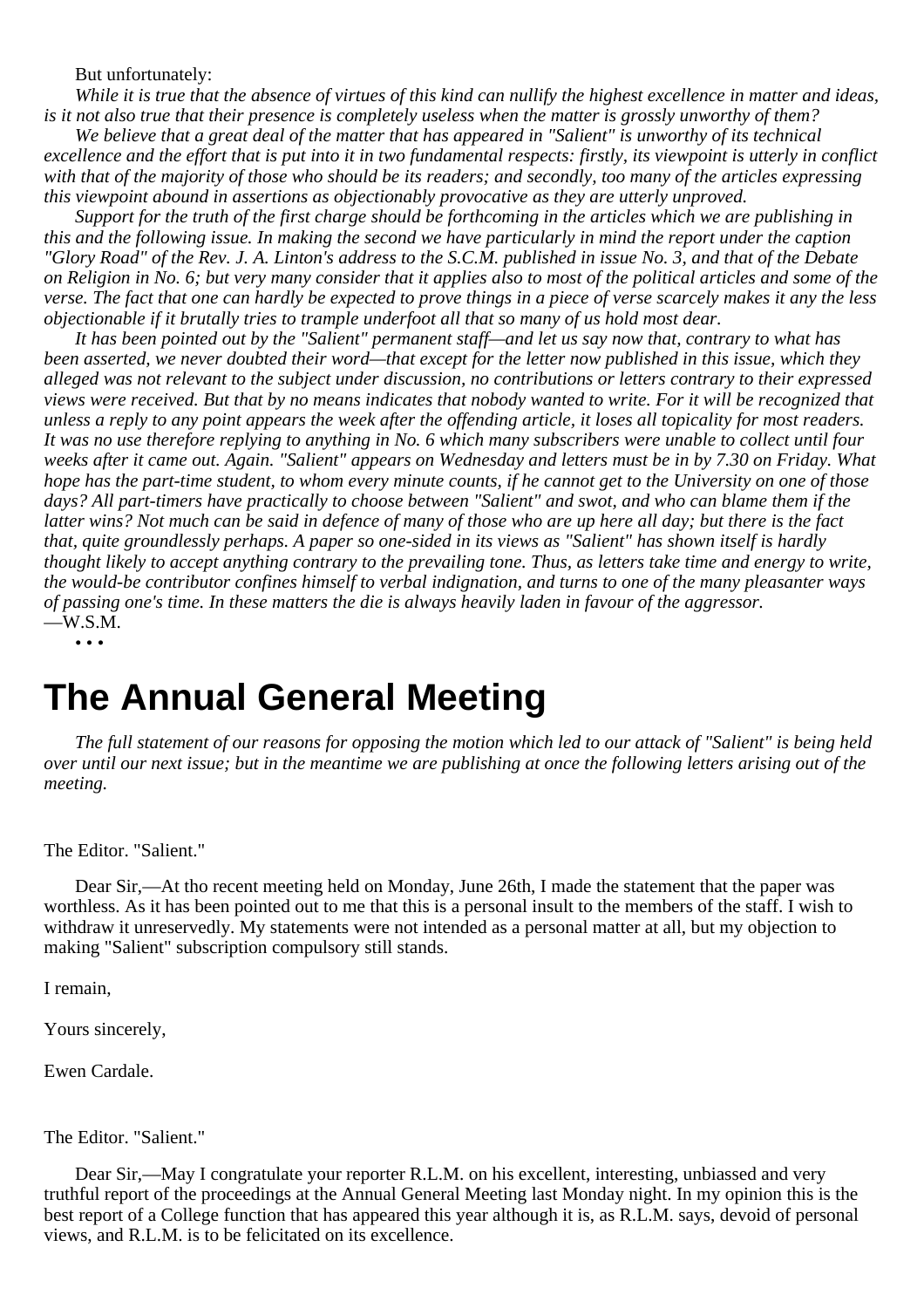But unfortunately:

*While it is true that the absence of virtues of this kind can nullify the highest excellence in matter and ideas, is it not also true that their presence is completely useless when the matter is grossly unworthy of them?*

*We believe that a great deal of the matter that has appeared in "Salient" is unworthy of its technical excellence and the effort that is put into it in two fundamental respects: firstly, its viewpoint is utterly in conflict with that of the majority of those who should be its readers; and secondly, too many of the articles expressing this viewpoint abound in assertions as objectionably provocative as they are utterly unproved.*

*Support for the truth of the first charge should be forthcoming in the articles which we are publishing in this and the following issue. In making the second we have particularly in mind the report under the caption "Glory Road" of the Rev. J. A. Linton's address to the S.C.M. published in issue No. 3, and that of the Debate on Religion in No. 6; but very many consider that it applies also to most of the political articles and some of the verse. The fact that one can hardly be expected to prove things in a piece of verse scarcely makes it any the less objectionable if it brutally tries to trample underfoot all that so many of us hold most dear.*

*It has been pointed out by the "Salient" permanent staff—and let us say now that, contrary to what has been asserted, we never doubted their word—that except for the letter now published in this issue, which they alleged was not relevant to the subject under discussion, no contributions or letters contrary to their expressed views were received. But that by no means indicates that nobody wanted to write. For it will be recognized that unless a reply to any point appears the week after the offending article, it loses all topicality for most readers. It was no use therefore replying to anything in No. 6 which many subscribers were unable to collect until four weeks after it came out. Again. "Salient" appears on Wednesday and letters must be in by 7.30 on Friday. What hope has the part-time student, to whom every minute counts, if he cannot get to the University on one of those days? All part-timers have practically to choose between "Salient" and swot, and who can blame them if the latter wins? Not much can be said in defence of many of those who are up here all day; but there is the fact that, quite groundlessly perhaps. A paper so one-sided in its views as "Salient" has shown itself is hardly thought likely to accept anything contrary to the prevailing tone. Thus, as letters take time and energy to write, the would-be contributor confines himself to verbal indignation, and turns to one of the many pleasanter ways of passing one's time. In these matters the die is always heavily laden in favour of the aggressor.*

—W.S.M.

• • •

# The Annual General Meeting

*The full statement of our reasons for opposing the motion which led to our attack of "Salient" is being held over until our next issue; but in the meantime we are publishing at once the following letters arising out of the meeting.*

The Editor. "Salient."

Dear Sir,—At tho recent meeting held on Monday, June 26th, I made the statement that the paper was worthless. As it has been pointed out to me that this is a personal insult to the members of the staff. I wish to withdraw it unreservedly. My statements were not intended as a personal matter at all, but my objection to making "Salient" subscription compulsory still stands.

I remain,

Yours sincerely,

Ewen Cardale.

The Editor. "Salient."

Dear Sir,—May I congratulate your reporter R.L.M. on his excellent, interesting, unbiassed and very truthful report of the proceedings at the Annual General Meeting last Monday night. In my opinion this is the best report of a College function that has appeared this year although it is, as R.L.M. says, devoid of personal views, and R.L.M. is to be felicitated on its excellence.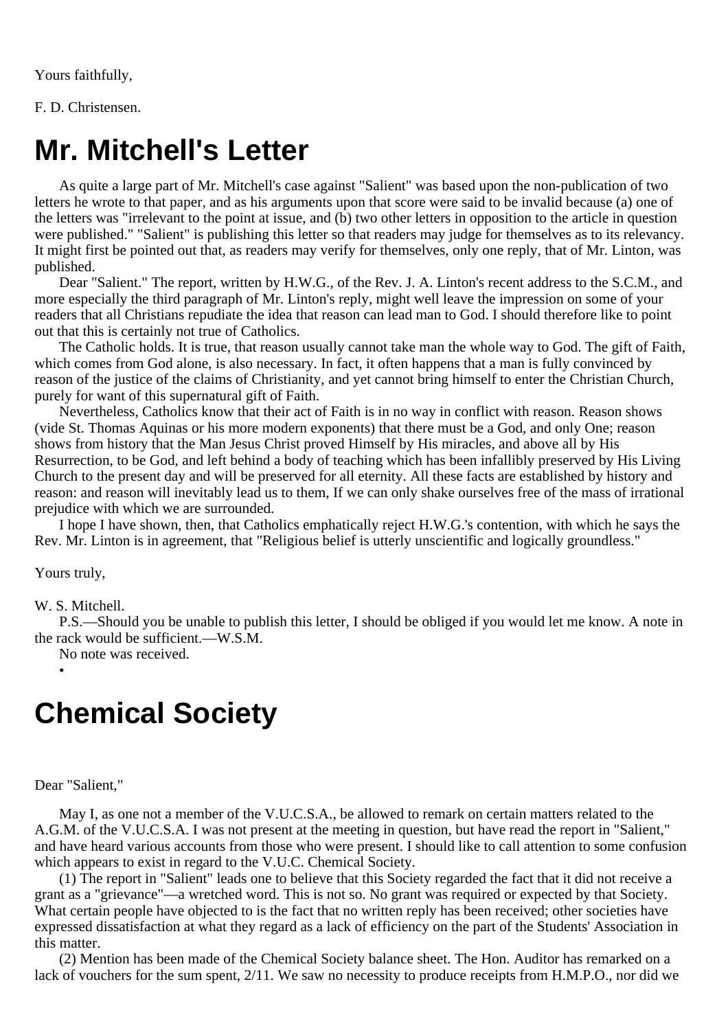Yours faithfully,

F. D. Christensen.

# Mr. Mitchell's Letter

As quite a large part of Mr. Mitchell's case against "Salient" was based upon the non-publication of two letters he wrote to that paper, and as his arguments upon that score were said to be invalid because (a) one of the letters was "irrelevant to the point at issue, and (b) two other letters in opposition to the article in question were published." "Salient" is publishing this letter so that readers may judge for themselves as to its relevancy. It might first be pointed out that, as readers may verify for themselves, only one reply, that of Mr. Linton, was published.

Dear "Salient." The report, written by H.W.G., of the Rev. J. A. Linton's recent address to the S.C.M., and more especially the third paragraph of Mr. Linton's reply, might well leave the impression on some of your readers that all Christians repudiate the idea that reason can lead man to God. I should therefore like to point out that this is certainly not true of Catholics.

The Catholic holds. It is true, that reason usually cannot take man the whole way to God. The gift of Faith, which comes from God alone, is also necessary. In fact, it often happens that a man is fully convinced by reason of the justice of the claims of Christianity, and yet cannot bring himself to enter the Christian Church, purely for want of this supernatural gift of Faith.

Nevertheless, Catholics know that their act of Faith is in no way in conflict with reason. Reason shows (vide St. Thomas Aquinas or his more modern exponents) that there must be a God, and only One; reason shows from history that the Man Jesus Christ proved Himself by His miracles, and above all by His Resurrection, to be God, and left behind a body of teaching which has been infallibly preserved by His Living Church to the present day and will be preserved for all eternity. All these facts are established by history and reason: and reason will inevitably lead us to them, If we can only shake ourselves free of the mass of irrational prejudice with which we are surrounded.

I hope I have shown, then, that Catholics emphatically reject H.W.G.'s contention, with which he says the Rev. Mr. Linton is in agreement, that "Religious belief is utterly unscientific and logically groundless."

Yours truly,

W. S. Mitchell.

P.S.—Should you be unable to publish this letter, I should be obliged if you would let me know. A note in the rack would be sufficient.—W.S.M.

No note was received.

# Chemical Society

Dear "Salient,"

May I, as one not a member of the V.U.C.S.A., be allowed to remark on certain matters related to the A.G.M. of the V.U.C.S.A. I was not present at the meeting in question, but have read the report in "Salient," and have heard various accounts from those who were present. I should like to call attention to some confusion which appears to exist in regard to the V.U.C. Chemical Society.

(1) The report in "Salient" leads one to believe that this Society regarded the fact that it did not receive a grant as a "grievance"—a wretched word. This is not so. No grant was required or expected by that Society. What certain people have objected to is the fact that no written reply has been received; other societies have expressed dissatisfaction at what they regard as a lack of efficiency on the part of the Students' Association in this matter.

(2) Mention has been made of the Chemical Society balance sheet. The Hon. Auditor has remarked on a lack of vouchers for the sum spent, 2/11. We saw no necessity to produce receipts from H.M.P.O., nor did we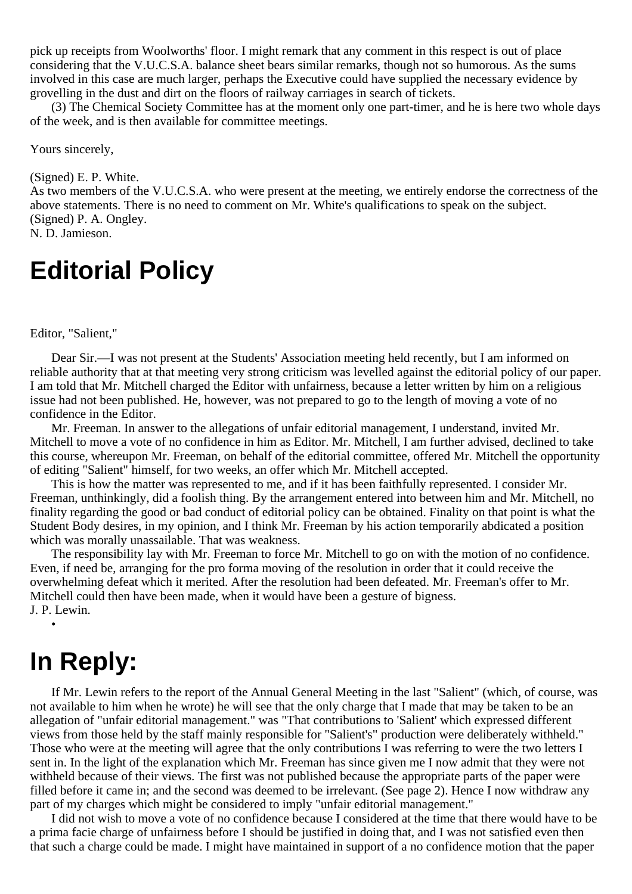pick up receipts from Woolworths' floor. I might remark that any comment in this respect is out of place considering that the V.U.C.S.A. balance sheet bears similar remarks, though not so humorous. As the sums involved in this case are much larger, perhaps the Executive could have supplied the necessary evidence by grovelling in the dust and dirt on the floors of railway carriages in search of tickets.

(3) The Chemical Society Committee has at the moment only one part-timer, and he is here two whole days of the week, and is then available for committee meetings.

Yours sincerely,

(Signed) E. P. White.

As two members of the V.U.C.S.A. who were present at the meeting, we entirely endorse the correctness of the above statements. There is no need to comment on Mr. White's qualifications to speak on the subject.

(Signed) P. A. Ongley.

N. D. Jamieson.

# Editorial Policy

Editor, "Salient,"

Dear Sir.—I was not present at the Students' Association meeting held recently, but I am informed on reliable authority that at that meeting very strong criticism was levelled against the editorial policy of our paper. I am told that Mr. Mitchell charged the Editor with unfairness, because a letter written by him on a religious issue had not been published. He, however, was not prepared to go to the length of moving a vote of no confidence in the Editor.

Mr. Freeman. In answer to the allegations of unfair editorial management, I understand, invited Mr. Mitchell to move a vote of no confidence in him as Editor. Mr. Mitchell, I am further advised, declined to take this course, whereupon Mr. Freeman, on behalf of the editorial committee, offered Mr. Mitchell the opportunity of editing "Salient" himself, for two weeks, an offer which Mr. Mitchell accepted.

This is how the matter was represented to me, and if it has been faithfully represented. I consider Mr. Freeman, unthinkingly, did a foolish thing. By the arrangement entered into between him and Mr. Mitchell, no finality regarding the good or bad conduct of editorial policy can be obtained. Finality on that point is what the Student Body desires, in my opinion, and I think Mr. Freeman by his action temporarily abdicated a position which was morally unassailable. That was weakness.

The responsibility lay with Mr. Freeman to force Mr. Mitchell to go on with the motion of no confidence. Even, if need be, arranging for the pro forma moving of the resolution in order that it could receive the overwhelming defeat which it merited. After the resolution had been defeated. Mr. Freeman's offer to Mr. Mitchell could then have been made, when it would have been a gesture of bigness.

J. P. Lewin.

# In Reply:

If Mr. Lewin refers to the report of the Annual General Meeting in the last "Salient" (which, of course, was not available to him when he wrote) he will see that the only charge that I made that may be taken to be an allegation of "unfair editorial management." was "That contributions to 'Salient' which expressed different views from those held by the staff mainly responsible for "Salient's" production were deliberately withheld." Those who were at the meeting will agree that the only contributions I was referring to were the two letters I sent in. In the light of the explanation which Mr. Freeman has since given me I now admit that they were not withheld because of their views. The first was not published because the appropriate parts of the paper were filled before it came in; and the second was deemed to be irrelevant. (See page 2). Hence I now withdraw any part of my charges which might be considered to imply "unfair editorial management."

I did not wish to move a vote of no confidence because I considered at the time that there would have to be a prima facie charge of unfairness before I should be justified in doing that, and I was not satisfied even then that such a charge could be made. I might have maintained in support of a no confidence motion that the paper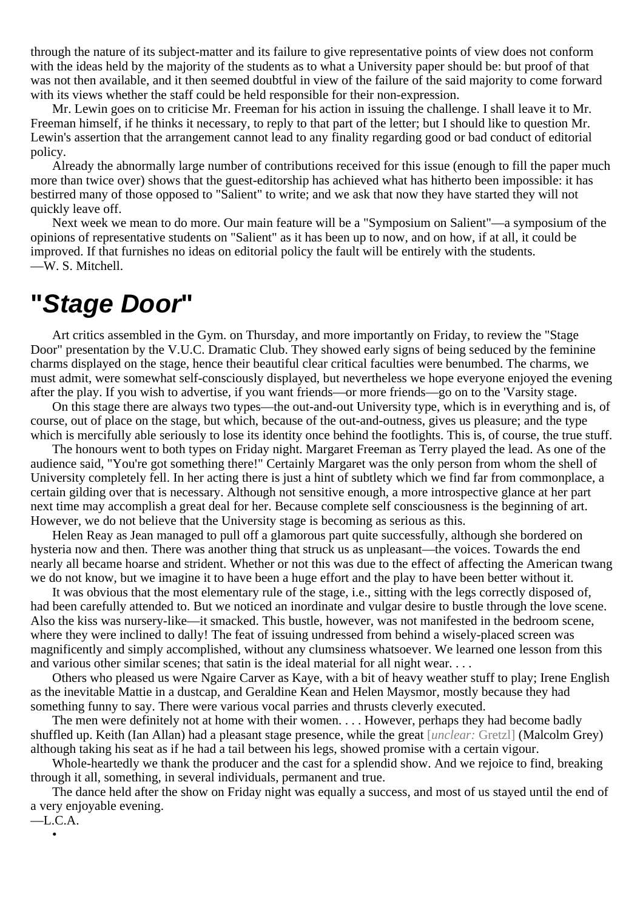through the nature of its subject-matter and its failure to give representative points of view does not conform with the ideas held by the majority of the students as to what a University paper should be: but proof of that was not then available, and it then seemed doubtful in view of the failure of the said majority to come forward with its views whether the staff could be held responsible for their non-expression.

Mr. Lewin goes on to criticise Mr. Freeman for his action in issuing the challenge. I shall leave it to Mr. Freeman himself, if he thinks it necessary, to reply to that part of the letter; but I should like to question Mr. Lewin's assertion that the arrangement cannot lead to any finality regarding good or bad conduct of editorial policy.

Already the abnormally large number of contributions received for this issue (enough to fill the paper much more than twice over) shows that the guest-editorship has achieved what has hitherto been impossible: it has bestirred many of those opposed to "Salient" to write; and we ask that now they have started they will not quickly leave off.

Next week we mean to do more. Our main feature will be a "Symposium on Salient"—a symposium of the opinions of representative students on "Salient" as it has been up to now, and on how, if at all, it could be improved. If that furnishes no ideas on editorial policy the fault will be entirely with the students.

—W. S. Mitchell.

# "*Stage Door*"

Art critics assembled in the Gym. on Thursday, and more importantly on Friday, to review the "Stage Door" presentation by the V.U.C. Dramatic Club. They showed early signs of being seduced by the feminine charms displayed on the stage, hence their beautiful clear critical faculties were benumbed. The charms, we must admit, were somewhat self-consciously displayed, but nevertheless we hope everyone enjoyed the evening after the play. If you wish to advertise, if you want friends—or more friends—go on to the 'Varsity stage.

On this stage there are always two types—the out-and-out University type, which is in everything and is, of course, out of place on the stage, but which, because of the out-and-outness, gives us pleasure; and the type which is mercifully able seriously to lose its identity once behind the footlights. This is, of course, the true stuff.

The honours went to both types on Friday night. Margaret Freeman as Terry played the lead. As one of the audience said, "You're got something there!" Certainly Margaret was the only person from whom the shell of University completely fell. In her acting there is just a hint of subtlety which we find far from commonplace, a certain gilding over that is necessary. Although not sensitive enough, a more introspective glance at her part next time may accomplish a great deal for her. Because complete self consciousness is the beginning of art. However, we do not believe that the University stage is becoming as serious as this.

Helen Reay as Jean managed to pull off a glamorous part quite successfully, although she bordered on hysteria now and then. There was another thing that struck us as unpleasant—the voices. Towards the end nearly all became hoarse and strident. Whether or not this was due to the effect of affecting the American twang we do not know, but we imagine it to have been a huge effort and the play to have been better without it.

It was obvious that the most elementary rule of the stage, i.e., sitting with the legs correctly disposed of, had been carefully attended to. But we noticed an inordinate and vulgar desire to bustle through the love scene. Also the kiss was nursery-like—it smacked. This bustle, however, was not manifested in the bedroom scene, where they were inclined to dally! The feat of issuing undressed from behind a wisely-placed screen was magnificently and simply accomplished, without any clumsiness whatsoever. We learned one lesson from this and various other similar scenes; that satin is the ideal material for all night wear. . . .

Others who pleased us were Ngaire Carver as Kaye, with a bit of heavy weather stuff to play; Irene English as the inevitable Mattie in a dustcap, and Geraldine Kean and Helen Maysmor, mostly because they had something funny to say. There were various vocal parries and thrusts cleverly executed.

The men were definitely not at home with their women. . . . However, perhaps they had become badly shuffled up. Keith (Ian Allan) had a pleasant stage presence, while the great [*unclear:* Gretzl] (Malcolm Grey) although taking his seat as if he had a tail between his legs, showed promise with a certain vigour.

Whole-heartedly we thank the producer and the cast for a splendid show. And we rejoice to find, breaking through it all, something, in several individuals, permanent and true.

The dance held after the show on Friday night was equally a success, and most of us stayed until the end of a very enjoyable evening.

—L.C.A.

•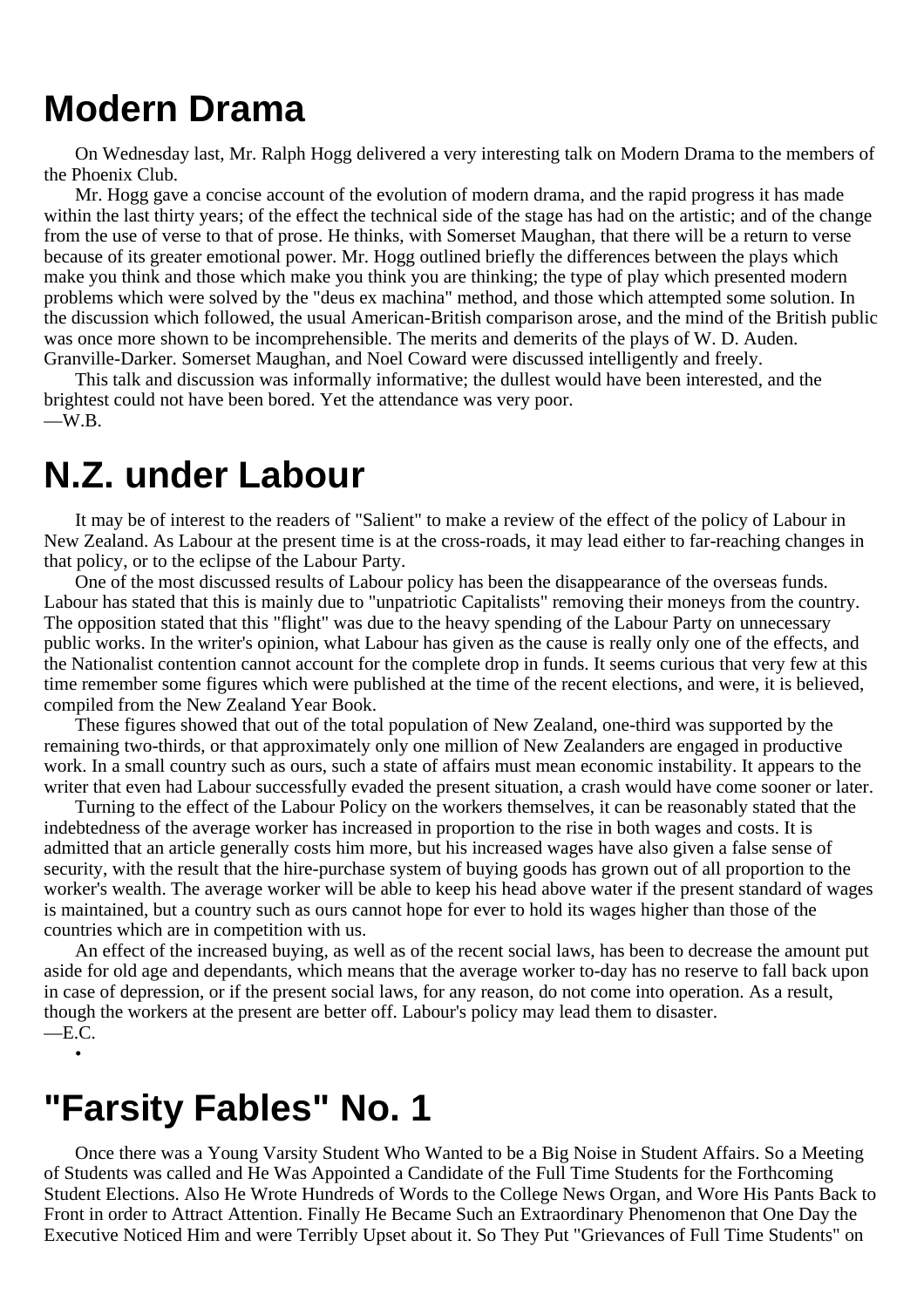# Modern Drama

On Wednesday last, Mr. Ralph Hogg delivered a very interesting talk on Modern Drama to the members of the Phoenix Club.

Mr. Hogg gave a concise account of the evolution of modern drama, and the rapid progress it has made within the last thirty years; of the effect the technical side of the stage has had on the artistic; and of the change from the use of verse to that of prose. He thinks, with Somerset Maughan, that there will be a return to verse because of its greater emotional power. Mr. Hogg outlined briefly the differences between the plays which make you think and those which make you think you are thinking; the type of play which presented modern problems which were solved by the "deus ex machina" method, and those which attempted some solution. In the discussion which followed, the usual American-British comparison arose, and the mind of the British public was once more shown to be incomprehensible. The merits and demerits of the plays of W. D. Auden. Granville-Darker. Somerset Maughan, and Noel Coward were discussed intelligently and freely.

This talk and discussion was informally informative; the dullest would have been interested, and the brightest could not have been bored. Yet the attendance was very poor.

—W.B.

# N.Z. under Labour

It may be of interest to the readers of "Salient" to make a review of the effect of the policy of Labour in New Zealand. As Labour at the present time is at the cross-roads, it may lead either to far-reaching changes in that policy, or to the eclipse of the Labour Party.

One of the most discussed results of Labour policy has been the disappearance of the overseas funds. Labour has stated that this is mainly due to "unpatriotic Capitalists" removing their moneys from the country. The opposition stated that this "flight" was due to the heavy spending of the Labour Party on unnecessary public works. In the writer's opinion, what Labour has given as the cause is really only one of the effects, and the Nationalist contention cannot account for the complete drop in funds. It seems curious that very few at this time remember some figures which were published at the time of the recent elections, and were, it is believed, compiled from the New Zealand Year Book.

These figures showed that out of the total population of New Zealand, one-third was supported by the remaining two-thirds, or that approximately only one million of New Zealanders are engaged in productive work. In a small country such as ours, such a state of affairs must mean economic instability. It appears to the writer that even had Labour successfully evaded the present situation, a crash would have come sooner or later.

Turning to the effect of the Labour Policy on the workers themselves, it can be reasonably stated that the indebtedness of the average worker has increased in proportion to the rise in both wages and costs. It is admitted that an article generally costs him more, but his increased wages have also given a false sense of security, with the result that the hire-purchase system of buying goods has grown out of all proportion to the worker's wealth. The average worker will be able to keep his head above water if the present standard of wages is maintained, but a country such as ours cannot hope for ever to hold its wages higher than those of the countries which are in competition with us.

An effect of the increased buying, as well as of the recent social laws, has been to decrease the amount put aside for old age and dependants, which means that the average worker to-day has no reserve to fall back upon in case of depression, or if the present social laws, for any reason, do not come into operation. As a result, though the workers at the present are better off. Labour's policy may lead them to disaster.

—E.C.

•

# "Farsity Fables" No. 1

Once there was a Young Varsity Student Who Wanted to be a Big Noise in Student Affairs. So a Meeting of Students was called and He Was Appointed a Candidate of the Full Time Students for the Forthcoming Student Elections. Also He Wrote Hundreds of Words to the College News Organ, and Wore His Pants Back to Front in order to Attract Attention. Finally He Became Such an Extraordinary Phenomenon that One Day the Executive Noticed Him and were Terribly Upset about it. So They Put "Grievances of Full Time Students" on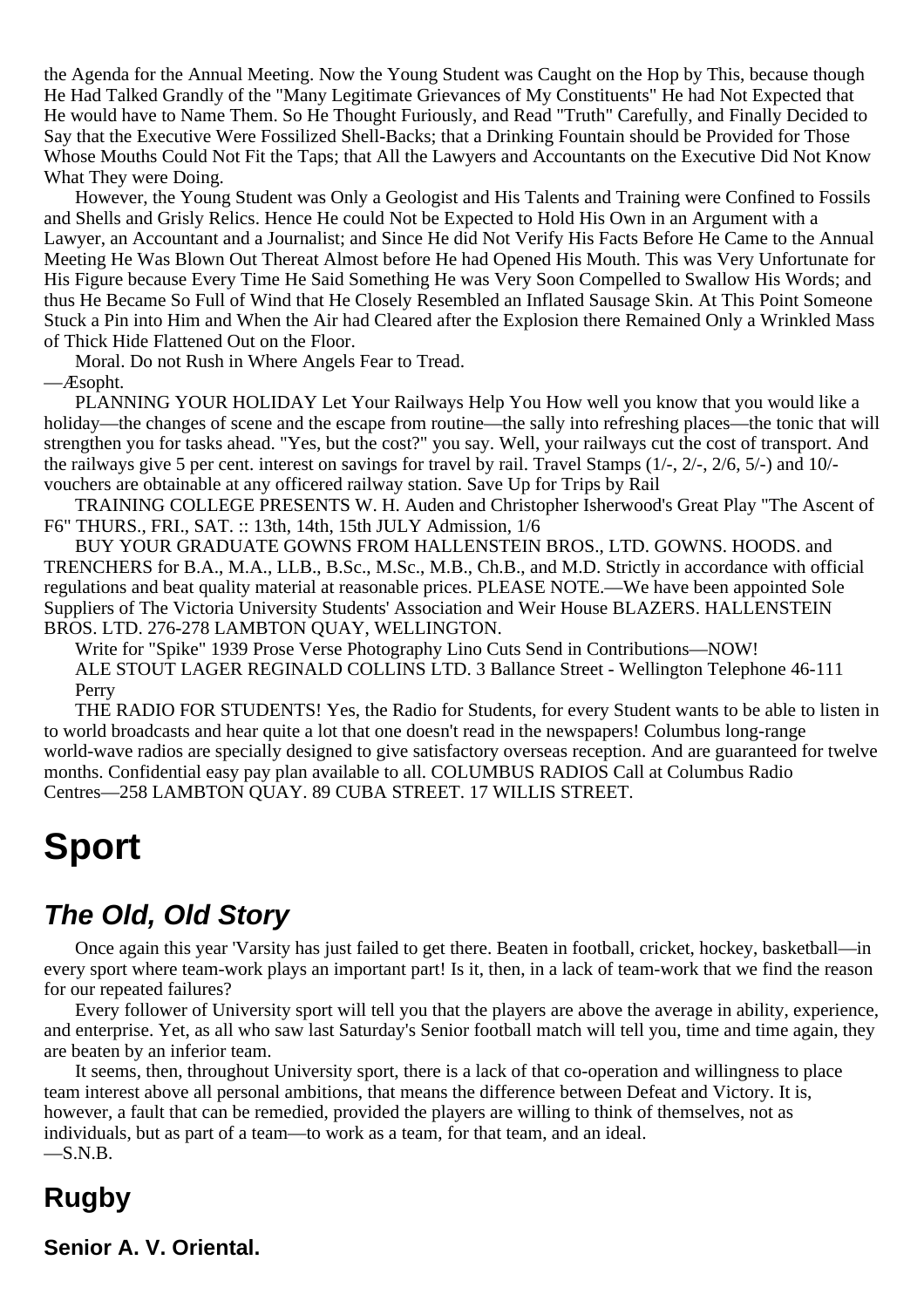the Agenda for the Annual Meeting. Now the Young Student was Caught on the Hop by This, because though He Had Talked Grandly of the "Many Legitimate Grievances of My Constituents" He had Not Expected that He would have to Name Them. So He Thought Furiously, and Read "Truth" Carefully, and Finally Decided to Say that the Executive Were Fossilized Shell-Backs; that a Drinking Fountain should be Provided for Those Whose Mouths Could Not Fit the Taps; that All the Lawyers and Accountants on the Executive Did Not Know What They were Doing.

However, the Young Student was Only a Geologist and His Talents and Training were Confined to Fossils and Shells and Grisly Relics. Hence He could Not be Expected to Hold His Own in an Argument with a Lawyer, an Accountant and a Journalist; and Since He did Not Verify His Facts Before He Came to the Annual Meeting He Was Blown Out Thereat Almost before He had Opened His Mouth. This was Very Unfortunate for His Figure because Every Time He Said Something He was Very Soon Compelled to Swallow His Words; and thus He Became So Full of Wind that He Closely Resembled an Inflated Sausage Skin. At This Point Someone Stuck a Pin into Him and When the Air had Cleared after the Explosion there Remained Only a Wrinkled Mass of Thick Hide Flattened Out on the Floor.

Moral. Do not Rush in Where Angels Fear to Tread.

—Æsopht.

PLANNING YOUR HOLIDAY Let Your Railways Help You How well you know that you would like a holiday—the changes of scene and the escape from routine—the sally into refreshing places—the tonic that will strengthen you for tasks ahead. "Yes, but the cost?" you say. Well, your railways cut the cost of transport. And the railways give 5 per cent. interest on savings for travel by rail. Travel Stamps (1/-, 2/-, 2/6, 5/-) and 10/- vouchers are obtainable at any officered railway station. Save Up for Trips by Rail

TRAINING COLLEGE PRESENTS W. H. Auden and Christopher Isherwood's Great Play "The Ascent of F6" THURS., FRI., SAT. :: 13th, 14th, 15th JULY Admission, 1/6

BUY YOUR GRADUATE GOWNS FROM HALLENSTEIN BROS., LTD. GOWNS. HOODS. and TRENCHERS for B.A., M.A., LLB., B.Sc., M.Sc., M.B., Ch.B., and M.D. Strictly in accordance with official regulations and beat quality material at reasonable prices. PLEASE NOTE.—We have been appointed Sole Suppliers of The Victoria University Students' Association and Weir House BLAZERS. HALLENSTEIN BROS. LTD. 276-278 LAMBTON QUAY, WELLINGTON.

Write for "Spike" 1939 Prose Verse Photography Lino Cuts Send in Contributions—NOW!

ALE STOUT LAGER REGINALD COLLINS LTD. 3 Ballance Street - Wellington Telephone 46-111 Perry

THE RADIO FOR STUDENTS! Yes, the Radio for Students, for every Student wants to be able to listen in to world broadcasts and hear quite a lot that one doesn't read in the newspapers! Columbus long-range world-wave radios are specially designed to give satisfactory overseas reception. And are guaranteed for twelve months. Confidential easy pay plan available to all. COLUMBUS RADIOS Call at Columbus Radio Centres—258 LAMBTON QUAY. 89 CUBA STREET. 17 WILLIS STREET.

# Sport

## *The Old, Old Story*

Once again this year 'Varsity has just failed to get there. Beaten in football, cricket, hockey, basketball—in every sport where team-work plays an important part! Is it, then, in a lack of team-work that we find the reason for our repeated failures?

Every follower of University sport will tell you that the players are above the average in ability, experience, and enterprise. Yet, as all who saw last Saturday's Senior football match will tell you, time and time again, they are beaten by an inferior team.

It seems, then, throughout University sport, there is a lack of that co-operation and willingness to place team interest above all personal ambitions, that means the difference between Defeat and Victory. It is, however, a fault that can be remedied, provided the players are willing to think of themselves, not as individuals, but as part of a team—to work as a team, for that team, and an ideal.

—S.N.B.

## Rugby

### Senior A. V. Oriental.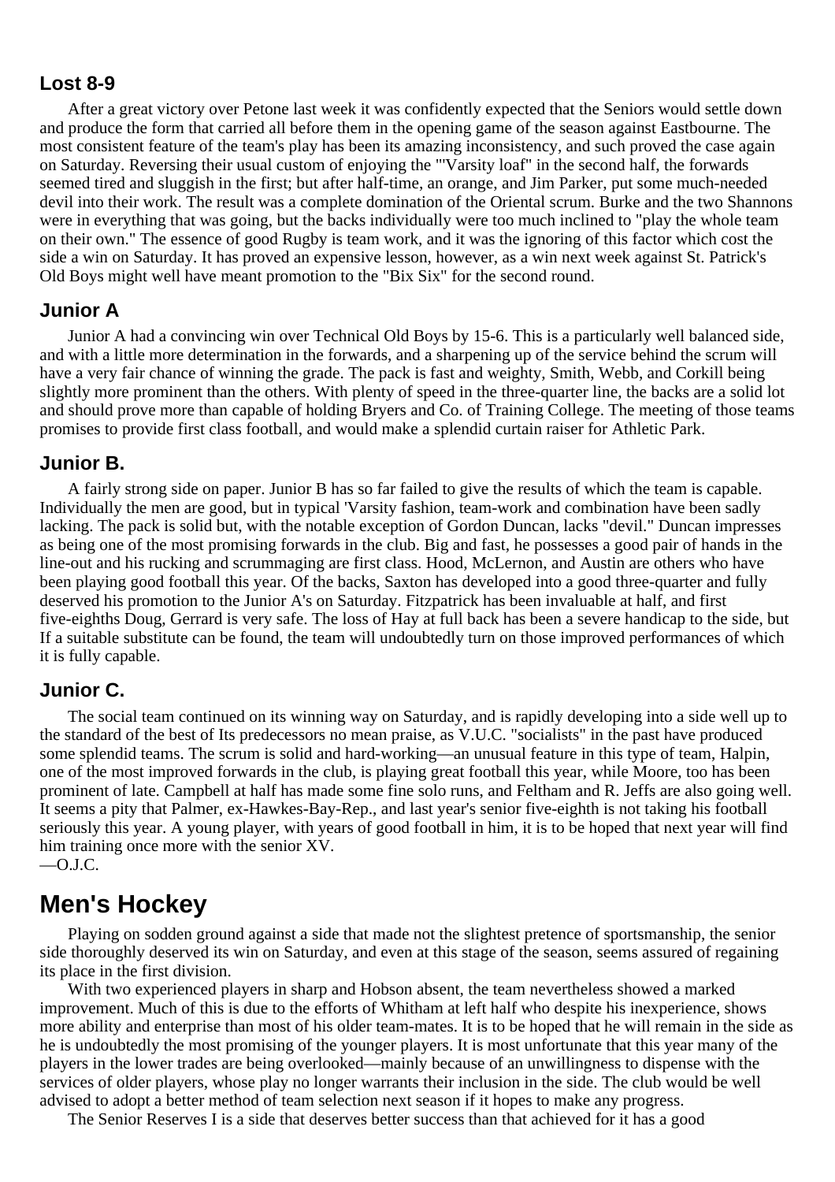### Lost 8-9

After a great victory over Petone last week it was confidently expected that the Seniors would settle down and produce the form that carried all before them in the opening game of the season against Eastbourne. The most consistent feature of the team's play has been its amazing inconsistency, and such proved the case again on Saturday. Reversing their usual custom of enjoying the "'Varsity loaf" in the second half, the forwards seemed tired and sluggish in the first; but after half-time, an orange, and Jim Parker, put some much-needed devil into their work. The result was a complete domination of the Oriental scrum. Burke and the two Shannons were in everything that was going, but the backs individually were too much inclined to "play the whole team on their own." The essence of good Rugby is team work, and it was the ignoring of this factor which cost the side a win on Saturday. It has proved an expensive lesson, however, as a win next week against St. Patrick's Old Boys might well have meant promotion to the "Bix Six" for the second round.

### Junior A

Junior A had a convincing win over Technical Old Boys by 15-6. This is a particularly well balanced side, and with a little more determination in the forwards, and a sharpening up of the service behind the scrum will have a very fair chance of winning the grade. The pack is fast and weighty, Smith, Webb, and Corkill being slightly more prominent than the others. With plenty of speed in the three-quarter line, the backs are a solid lot and should prove more than capable of holding Bryers and Co. of Training College. The meeting of those teams promises to provide first class football, and would make a splendid curtain raiser for Athletic Park.

### Junior B.

A fairly strong side on paper. Junior B has so far failed to give the results of which the team is capable. Individually the men are good, but in typical 'Varsity fashion, team-work and combination have been sadly lacking. The pack is solid but, with the notable exception of Gordon Duncan, lacks "devil." Duncan impresses as being one of the most promising forwards in the club. Big and fast, he possesses a good pair of hands in the line-out and his rucking and scrummaging are first class. Hood, McLernon, and Austin are others who have been playing good football this year. Of the backs, Saxton has developed into a good three-quarter and fully deserved his promotion to the Junior A's on Saturday. Fitzpatrick has been invaluable at half, and first five-eighths Doug, Gerrard is very safe. The loss of Hay at full back has been a severe handicap to the side, but If a suitable substitute can be found, the team will undoubtedly turn on those improved performances of which it is fully capable.

### Junior C.

The social team continued on its winning way on Saturday, and is rapidly developing into a side well up to the standard of the best of Its predecessors no mean praise, as V.U.C. "socialists" in the past have produced some splendid teams. The scrum is solid and hard-working—an unusual feature in this type of team, Halpin, one of the most improved forwards in the club, is playing great football this year, while Moore, too has been prominent of late. Campbell at half has made some fine solo runs, and Feltham and R. Jeffs are also going well. It seems a pity that Palmer, ex-Hawkes-Bay-Rep., and last year's senior five-eighth is not taking his football seriously this year. A young player, with years of good football in him, it is to be hoped that next year will find him training once more with the senior XV.
—O.J.C.

## Men's Hockey

Playing on sodden ground against a side that made not the slightest pretence of sportsmanship, the senior side thoroughly deserved its win on Saturday, and even at this stage of the season, seems assured of regaining its place in the first division.

With two experienced players in sharp and Hobson absent, the team nevertheless showed a marked improvement. Much of this is due to the efforts of Whitham at left half who despite his inexperience, shows more ability and enterprise than most of his older team-mates. It is to be hoped that he will remain in the side as he is undoubtedly the most promising of the younger players. It is most unfortunate that this year many of the players in the lower trades are being overlooked—mainly because of an unwillingness to dispense with the services of older players, whose play no longer warrants their inclusion in the side. The club would be well advised to adopt a better method of team selection next season if it hopes to make any progress.

The Senior Reserves I is a side that deserves better success than that achieved for it has a good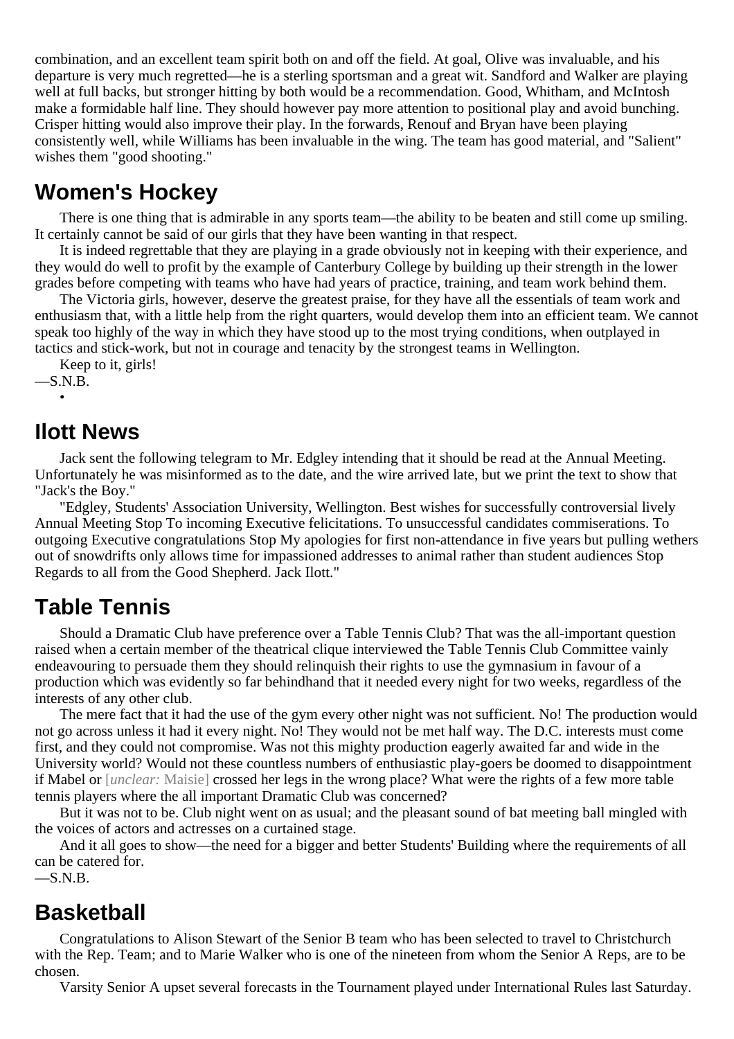combination, and an excellent team spirit both on and off the field. At goal, Olive was invaluable, and his departure is very much regretted—he is a sterling sportsman and a great wit. Sandford and Walker are playing well at full backs, but stronger hitting by both would be a recommendation. Good, Whitham, and McIntosh make a formidable half line. They should however pay more attention to positional play and avoid bunching. Crisper hitting would also improve their play. In the forwards, Renouf and Bryan have been playing consistently well, while Williams has been invaluable in the wing. The team has good material, and "Salient" wishes them "good shooting."

## Women's Hockey

There is one thing that is admirable in any sports team—the ability to be beaten and still come up smiling. It certainly cannot be said of our girls that they have been wanting in that respect.

It is indeed regrettable that they are playing in a grade obviously not in keeping with their experience, and they would do well to profit by the example of Canterbury College by building up their strength in the lower grades before competing with teams who have had years of practice, training, and team work behind them.

The Victoria girls, however, deserve the greatest praise, for they have all the essentials of team work and enthusiasm that, with a little help from the right quarters, would develop them into an efficient team. We cannot speak too highly of the way in which they have stood up to the most trying conditions, when outplayed in tactics and stick-work, but not in courage and tenacity by the strongest teams in Wellington.

Keep to it, girls!

—S.N.B.

•

## Ilott News

Jack sent the following telegram to Mr. Edgley intending that it should be read at the Annual Meeting. Unfortunately he was misinformed as to the date, and the wire arrived late, but we print the text to show that "Jack's the Boy."

"Edgley, Students' Association University, Wellington. Best wishes for successfully controversial lively Annual Meeting Stop To incoming Executive felicitations. To unsuccessful candidates commiserations. To outgoing Executive congratulations Stop My apologies for first non-attendance in five years but pulling wethers out of snowdrifts only allows time for impassioned addresses to animal rather than student audiences Stop Regards to all from the Good Shepherd. Jack Ilott."

## Table Tennis

Should a Dramatic Club have preference over a Table Tennis Club? That was the all-important question raised when a certain member of the theatrical clique interviewed the Table Tennis Club Committee vainly endeavouring to persuade them they should relinquish their rights to use the gymnasium in favour of a production which was evidently so far behindhand that it needed every night for two weeks, regardless of the interests of any other club.

The mere fact that it had the use of the gym every other night was not sufficient. No! The production would not go across unless it had it every night. No! They would not be met half way. The D.C. interests must come first, and they could not compromise. Was not this mighty production eagerly awaited far and wide in the University world? Would not these countless numbers of enthusiastic play-goers be doomed to disappointment if Mabel or [*unclear:* Maisie] crossed her legs in the wrong place? What were the rights of a few more table tennis players where the all important Dramatic Club was concerned?

But it was not to be. Club night went on as usual; and the pleasant sound of bat meeting ball mingled with the voices of actors and actresses on a curtained stage.

And it all goes to show—the need for a bigger and better Students' Building where the requirements of all can be catered for.

—S.N.B.

## Basketball

Congratulations to Alison Stewart of the Senior B team who has been selected to travel to Christchurch with the Rep. Team; and to Marie Walker who is one of the nineteen from whom the Senior A Reps, are to be chosen.

Varsity Senior A upset several forecasts in the Tournament played under International Rules last Saturday.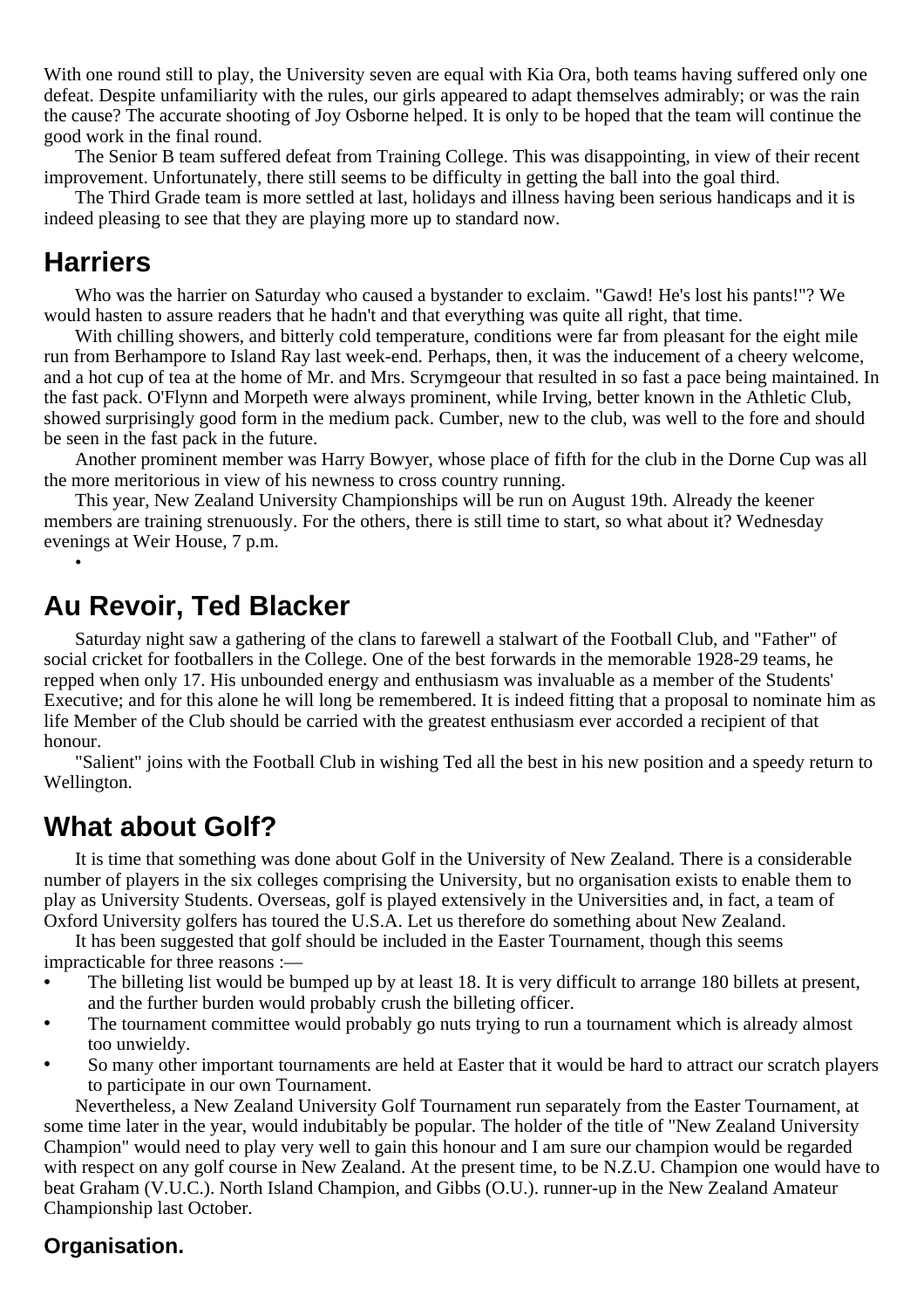With one round still to play, the University seven are equal with Kia Ora, both teams having suffered only one defeat. Despite unfamiliarity with the rules, our girls appeared to adapt themselves admirably; or was the rain the cause? The accurate shooting of Joy Osborne helped. It is only to be hoped that the team will continue the good work in the final round.

The Senior B team suffered defeat from Training College. This was disappointing, in view of their recent improvement. Unfortunately, there still seems to be difficulty in getting the ball into the goal third.

The Third Grade team is more settled at last, holidays and illness having been serious handicaps and it is indeed pleasing to see that they are playing more up to standard now.

## Harriers

Who was the harrier on Saturday who caused a bystander to exclaim. "Gawd! He's lost his pants!"? We would hasten to assure readers that he hadn't and that everything was quite all right, that time.

With chilling showers, and bitterly cold temperature, conditions were far from pleasant for the eight mile run from Berhampore to Island Ray last week-end. Perhaps, then, it was the inducement of a cheery welcome, and a hot cup of tea at the home of Mr. and Mrs. Scrymgeour that resulted in so fast a pace being maintained. In the fast pack. O'Flynn and Morpeth were always prominent, while Irving, better known in the Athletic Club, showed surprisingly good form in the medium pack. Cumber, new to the club, was well to the fore and should be seen in the fast pack in the future.

Another prominent member was Harry Bowyer, whose place of fifth for the club in the Dorne Cup was all the more meritorious in view of his newness to cross country running.

This year, New Zealand University Championships will be run on August 19th. Already the keener members are training strenuously. For the others, there is still time to start, so what about it? Wednesday evenings at Weir House, 7 p.m.

•

## Au Revoir, Ted Blacker

Saturday night saw a gathering of the clans to farewell a stalwart of the Football Club, and "Father" of social cricket for footballers in the College. One of the best forwards in the memorable 1928-29 teams, he repped when only 17. His unbounded energy and enthusiasm was invaluable as a member of the Students' Executive; and for this alone he will long be remembered. It is indeed fitting that a proposal to nominate him as life Member of the Club should be carried with the greatest enthusiasm ever accorded a recipient of that honour.

"Salient" joins with the Football Club in wishing Ted all the best in his new position and a speedy return to Wellington.

## What about Golf?

It is time that something was done about Golf in the University of New Zealand. There is a considerable number of players in the six colleges comprising the University, but no organisation exists to enable them to play as University Students. Overseas, golf is played extensively in the Universities and, in fact, a team of Oxford University golfers has toured the U.S.A. Let us therefore do something about New Zealand.

It has been suggested that golf should be included in the Easter Tournament, though this seems impracticable for three reasons :—

- The billeting list would be bumped up by at least 18. It is very difficult to arrange 180 billets at present, and the further burden would probably crush the billeting officer.
- The tournament committee would probably go nuts trying to run a tournament which is already almost too unwieldy.
- So many other important tournaments are held at Easter that it would be hard to attract our scratch players to participate in our own Tournament.

Nevertheless, a New Zealand University Golf Tournament run separately from the Easter Tournament, at some time later in the year, would indubitably be popular. The holder of the title of "New Zealand University Champion" would need to play very well to gain this honour and I am sure our champion would be regarded with respect on any golf course in New Zealand. At the present time, to be N.Z.U. Champion one would have to beat Graham (V.U.C.). North Island Champion, and Gibbs (O.U.). runner-up in the New Zealand Amateur Championship last October.

### Organisation.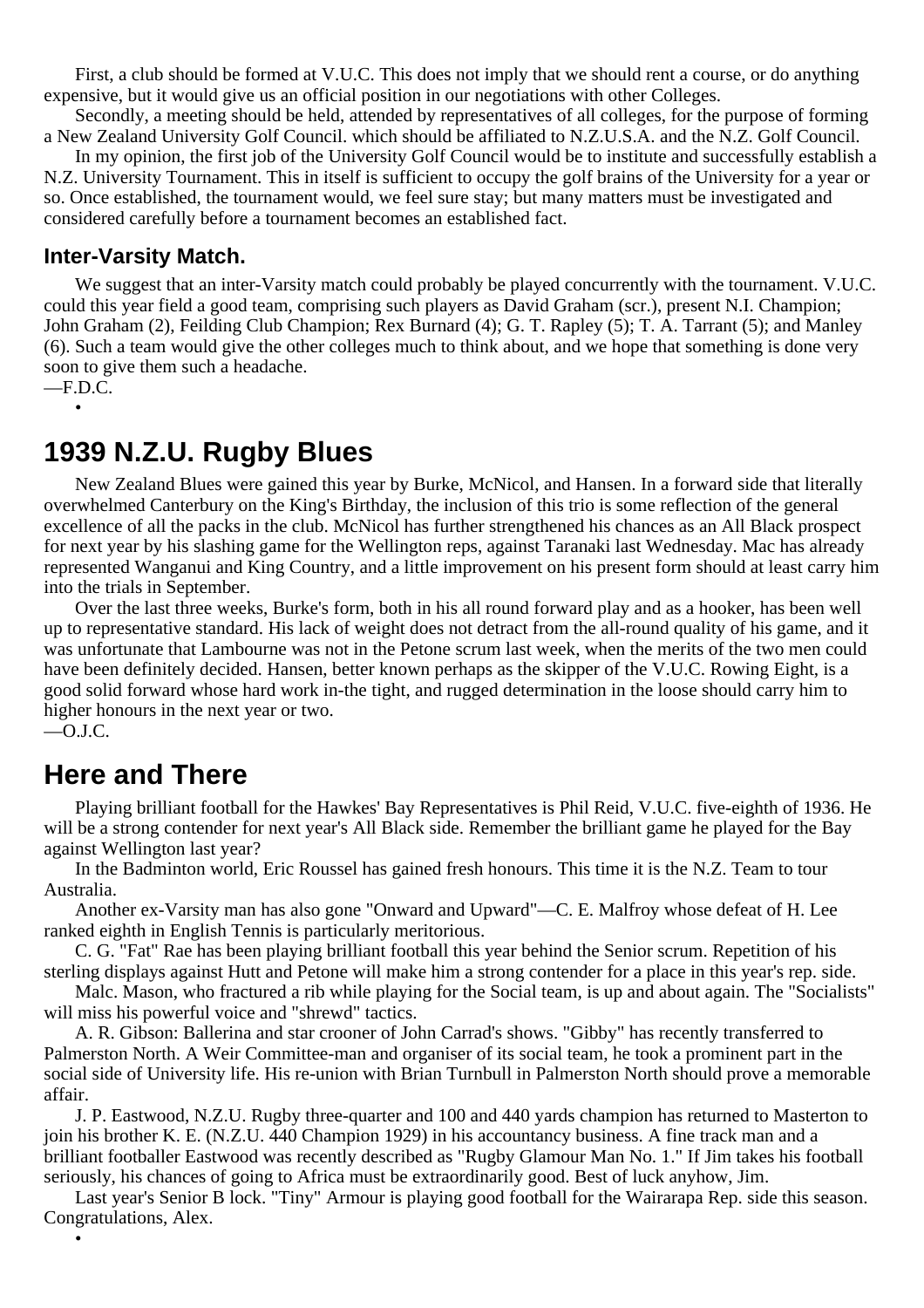First, a club should be formed at V.U.C. This does not imply that we should rent a course, or do anything expensive, but it would give us an official position in our negotiations with other Colleges.

Secondly, a meeting should be held, attended by representatives of all colleges, for the purpose of forming a New Zealand University Golf Council. which should be affiliated to N.Z.U.S.A. and the N.Z. Golf Council.

In my opinion, the first job of the University Golf Council would be to institute and successfully establish a N.Z. University Tournament. This in itself is sufficient to occupy the golf brains of the University for a year or so. Once established, the tournament would, we feel sure stay; but many matters must be investigated and considered carefully before a tournament becomes an established fact.

### Inter-Varsity Match.

We suggest that an inter-Varsity match could probably be played concurrently with the tournament. V.U.C. could this year field a good team, comprising such players as David Graham (scr.), present N.I. Champion; John Graham (2), Feilding Club Champion; Rex Burnard (4); G. T. Rapley (5); T. A. Tarrant (5); and Manley (6). Such a team would give the other colleges much to think about, and we hope that something is done very soon to give them such a headache.

—F.D.C.

•

## 1939 N.Z.U. Rugby Blues

New Zealand Blues were gained this year by Burke, McNicol, and Hansen. In a forward side that literally overwhelmed Canterbury on the King's Birthday, the inclusion of this trio is some reflection of the general excellence of all the packs in the club. McNicol has further strengthened his chances as an All Black prospect for next year by his slashing game for the Wellington reps, against Taranaki last Wednesday. Mac has already represented Wanganui and King Country, and a little improvement on his present form should at least carry him into the trials in September.

Over the last three weeks, Burke's form, both in his all round forward play and as a hooker, has been well up to representative standard. His lack of weight does not detract from the all-round quality of his game, and it was unfortunate that Lambourne was not in the Petone scrum last week, when the merits of the two men could have been definitely decided. Hansen, better known perhaps as the skipper of the V.U.C. Rowing Eight, is a good solid forward whose hard work in-the tight, and rugged determination in the loose should carry him to higher honours in the next year or two.

—O.J.C.

## Here and There

Playing brilliant football for the Hawkes' Bay Representatives is Phil Reid, V.U.C. five-eighth of 1936. He will be a strong contender for next year's All Black side. Remember the brilliant game he played for the Bay against Wellington last year?

In the Badminton world, Eric Roussel has gained fresh honours. This time it is the N.Z. Team to tour Australia.

Another ex-Varsity man has also gone "Onward and Upward"—C. E. Malfroy whose defeat of H. Lee ranked eighth in English Tennis is particularly meritorious.

C. G. "Fat" Rae has been playing brilliant football this year behind the Senior scrum. Repetition of his sterling displays against Hutt and Petone will make him a strong contender for a place in this year's rep. side.

Malc. Mason, who fractured a rib while playing for the Social team, is up and about again. The "Socialists" will miss his powerful voice and "shrewd" tactics.

A. R. Gibson: Ballerina and star crooner of John Carrad's shows. "Gibby" has recently transferred to Palmerston North. A Weir Committee-man and organiser of its social team, he took a prominent part in the social side of University life. His re-union with Brian Turnbull in Palmerston North should prove a memorable affair.

J. P. Eastwood, N.Z.U. Rugby three-quarter and 100 and 440 yards champion has returned to Masterton to join his brother K. E. (N.Z.U. 440 Champion 1929) in his accountancy business. A fine track man and a brilliant footballer Eastwood was recently described as "Rugby Glamour Man No. 1." If Jim takes his football seriously, his chances of going to Africa must be extraordinarily good. Best of luck anyhow, Jim.

Last year's Senior B lock. "Tiny" Armour is playing good football for the Wairarapa Rep. side this season. Congratulations, Alex.

•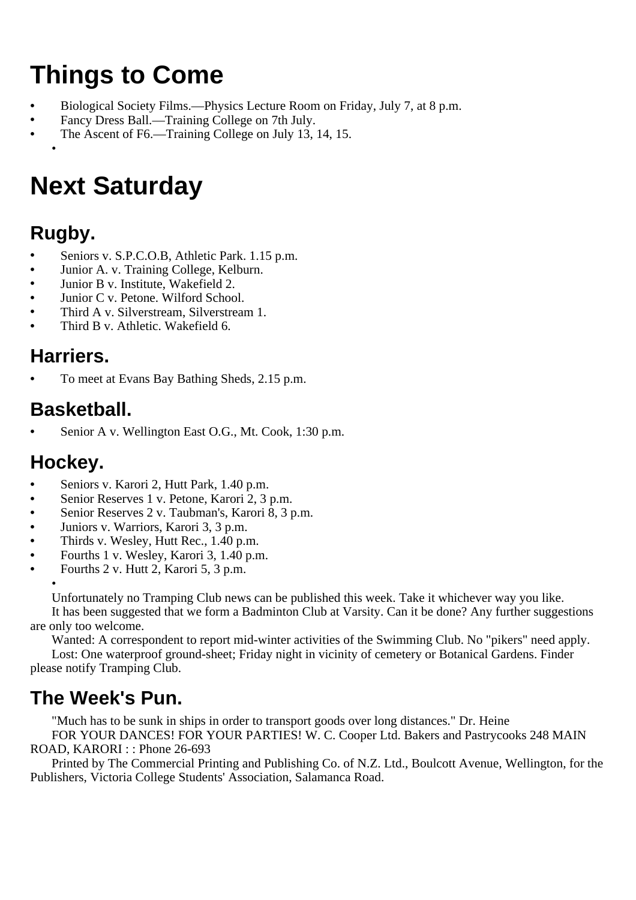# Things to Come

- Biological Society Films.—Physics Lecture Room on Friday, July 7, at 8 p.m.
- Fancy Dress Ball.—Training College on 7th July.
- The Ascent of F6.—Training College on July 13, 14, 15.

# Next Saturday

## Rugby.

- Seniors v. S.P.C.O.B, Athletic Park. 1.15 p.m.
- Junior A. v. Training College, Kelburn.
- Junior B v. Institute, Wakefield 2.
- Junior C v. Petone. Wilford School.
- Third A v. Silverstream, Silverstream 1.
- Third B v. Athletic. Wakefield 6.

## Harriers.

- To meet at Evans Bay Bathing Sheds, 2.15 p.m.

## Basketball.

- Senior A v. Wellington East O.G., Mt. Cook, 1:30 p.m.

## Hockey.

- Seniors v. Karori 2, Hutt Park, 1.40 p.m.
- Senior Reserves 1 v. Petone, Karori 2, 3 p.m.
- Senior Reserves 2 v. Taubman's, Karori 8, 3 p.m.
- Juniors v. Warriors, Karori 3, 3 p.m.
- Thirds v. Wesley, Hutt Rec., 1.40 p.m.
- Fourths 1 v. Wesley, Karori 3, 1.40 p.m.
- Fourths 2 v. Hutt 2, Karori 5, 3 p.m.

Unfortunately no Tramping Club news can be published this week. Take it whichever way you like.

It has been suggested that we form a Badminton Club at Varsity. Can it be done? Any further suggestions are only too welcome.

Wanted: A correspondent to report mid-winter activities of the Swimming Club. No "pikers" need apply.

Lost: One waterproof ground-sheet; Friday night in vicinity of cemetery or Botanical Gardens. Finder please notify Tramping Club.

## The Week's Pun.

"Much has to be sunk in ships in order to transport goods over long distances." Dr. Heine

FOR YOUR DANCES! FOR YOUR PARTIES! W. C. Cooper Ltd. Bakers and Pastrycooks 248 MAIN ROAD, KARORI : : Phone 26-693

Printed by The Commercial Printing and Publishing Co. of N.Z. Ltd., Boulcott Avenue, Wellington, for the Publishers, Victoria College Students' Association, Salamanca Road.